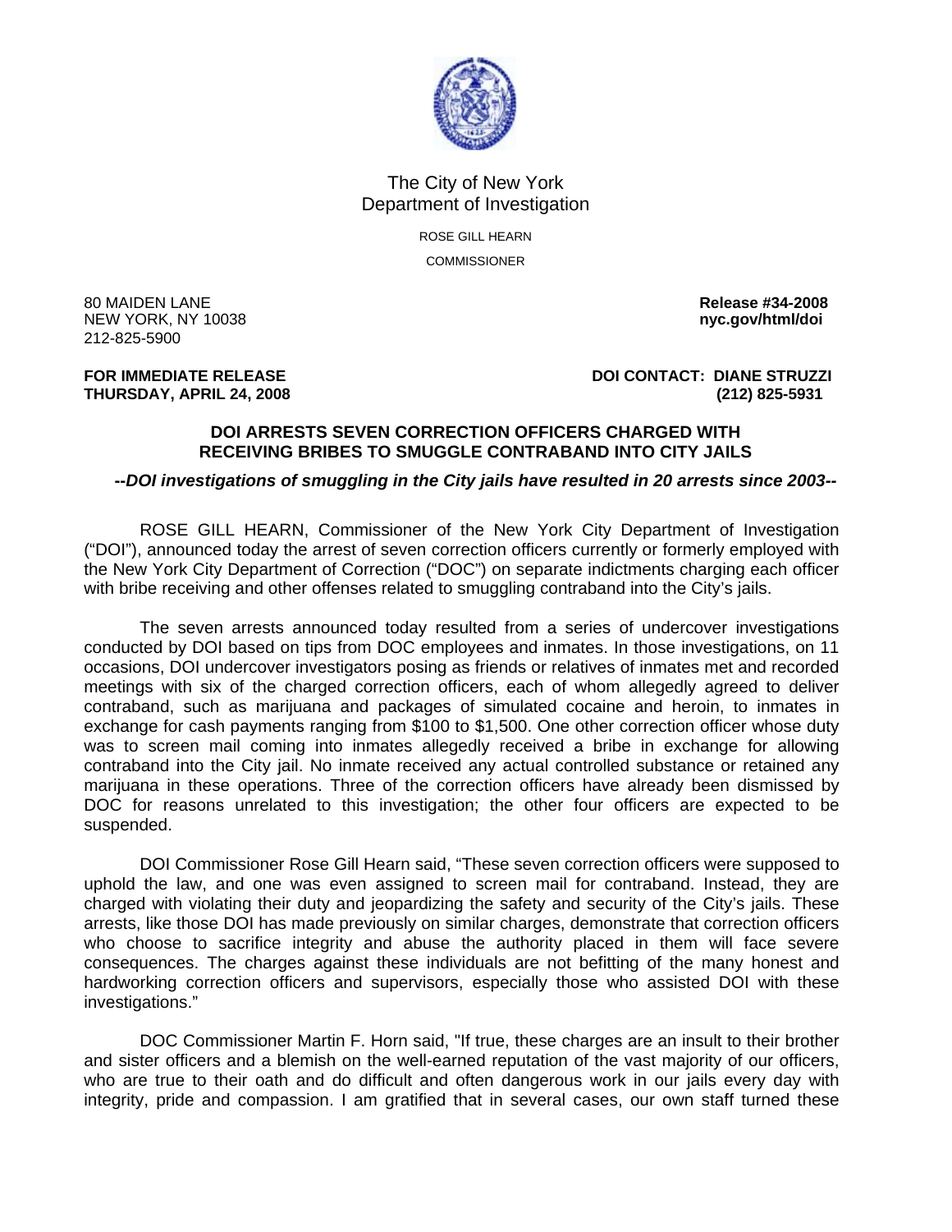The City of New York
Department of Investigation

ROSE GILL HEARN

COMMISSIONER

80 MAIDEN LANE
NEW YORK, NY 10038
212-825-5900

**Release #34-2008**
**nyc.gov/html/doi**

**FOR IMMEDIATE RELEASE**
**THURSDAY, APRIL 24, 2008**

**DOI CONTACT: DIANE STRUZZI**
**(212) 825-5931**

**DOI ARRESTS SEVEN CORRECTION OFFICERS CHARGED WITH RECEIVING BRIBES TO SMUGGLE CONTRABAND INTO CITY JAILS**

***--DOI investigations of smuggling in the City jails have resulted in 20 arrests since 2003--***

ROSE GILL HEARN, Commissioner of the New York City Department of Investigation ("DOI"), announced today the arrest of seven correction officers currently or formerly employed with the New York City Department of Correction ("DOC") on separate indictments charging each officer with bribe receiving and other offenses related to smuggling contraband into the City's jails.

The seven arrests announced today resulted from a series of undercover investigations conducted by DOI based on tips from DOC employees and inmates. In those investigations, on 11 occasions, DOI undercover investigators posing as friends or relatives of inmates met and recorded meetings with six of the charged correction officers, each of whom allegedly agreed to deliver contraband, such as marijuana and packages of simulated cocaine and heroin, to inmates in exchange for cash payments ranging from $100 to $1,500. One other correction officer whose duty was to screen mail coming into inmates allegedly received a bribe in exchange for allowing contraband into the City jail. No inmate received any actual controlled substance or retained any marijuana in these operations. Three of the correction officers have already been dismissed by DOC for reasons unrelated to this investigation; the other four officers are expected to be suspended.

DOI Commissioner Rose Gill Hearn said, "These seven correction officers were supposed to uphold the law, and one was even assigned to screen mail for contraband. Instead, they are charged with violating their duty and jeopardizing the safety and security of the City's jails. These arrests, like those DOI has made previously on similar charges, demonstrate that correction officers who choose to sacrifice integrity and abuse the authority placed in them will face severe consequences. The charges against these individuals are not befitting of the many honest and hardworking correction officers and supervisors, especially those who assisted DOI with these investigations."

DOC Commissioner Martin F. Horn said, "If true, these charges are an insult to their brother and sister officers and a blemish on the well-earned reputation of the vast majority of our officers, who are true to their oath and do difficult and often dangerous work in our jails every day with integrity, pride and compassion. I am gratified that in several cases, our own staff turned these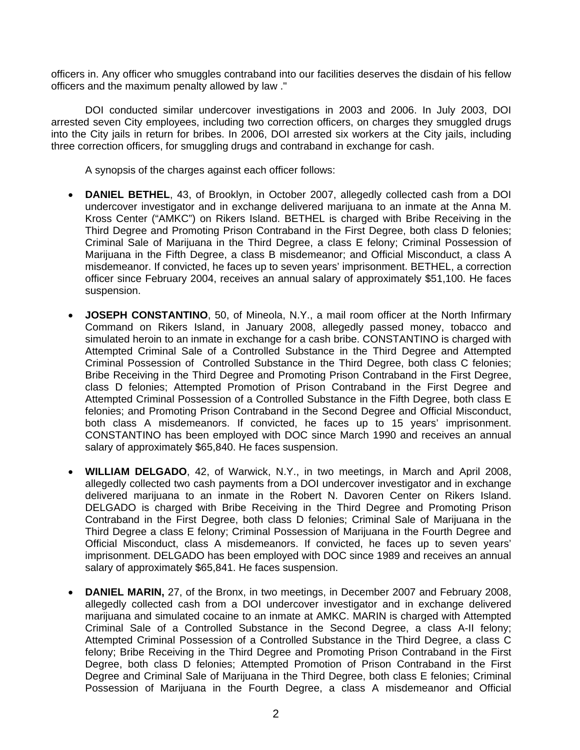officers in. Any officer who smuggles contraband into our facilities deserves the disdain of his fellow officers and the maximum penalty allowed by law ."

DOI conducted similar undercover investigations in 2003 and 2006. In July 2003, DOI arrested seven City employees, including two correction officers, on charges they smuggled drugs into the City jails in return for bribes. In 2006, DOI arrested six workers at the City jails, including three correction officers, for smuggling drugs and contraband in exchange for cash.

A synopsis of the charges against each officer follows:

- **DANIEL BETHEL**, 43, of Brooklyn, in October 2007, allegedly collected cash from a DOI undercover investigator and in exchange delivered marijuana to an inmate at the Anna M. Kross Center ("AMKC") on Rikers Island. BETHEL is charged with Bribe Receiving in the Third Degree and Promoting Prison Contraband in the First Degree, both class D felonies; Criminal Sale of Marijuana in the Third Degree, a class E felony; Criminal Possession of Marijuana in the Fifth Degree, a class B misdemeanor; and Official Misconduct, a class A misdemeanor. If convicted, he faces up to seven years' imprisonment. BETHEL, a correction officer since February 2004, receives an annual salary of approximately $51,100. He faces suspension.

- **JOSEPH CONSTANTINO**, 50, of Mineola, N.Y., a mail room officer at the North Infirmary Command on Rikers Island, in January 2008, allegedly passed money, tobacco and simulated heroin to an inmate in exchange for a cash bribe. CONSTANTINO is charged with Attempted Criminal Sale of a Controlled Substance in the Third Degree and Attempted Criminal Possession of Controlled Substance in the Third Degree, both class C felonies; Bribe Receiving in the Third Degree and Promoting Prison Contraband in the First Degree, class D felonies; Attempted Promotion of Prison Contraband in the First Degree and Attempted Criminal Possession of a Controlled Substance in the Fifth Degree, both class E felonies; and Promoting Prison Contraband in the Second Degree and Official Misconduct, both class A misdemeanors. If convicted, he faces up to 15 years' imprisonment. CONSTANTINO has been employed with DOC since March 1990 and receives an annual salary of approximately $65,840. He faces suspension.

- **WILLIAM DELGADO**, 42, of Warwick, N.Y., in two meetings, in March and April 2008, allegedly collected two cash payments from a DOI undercover investigator and in exchange delivered marijuana to an inmate in the Robert N. Davoren Center on Rikers Island. DELGADO is charged with Bribe Receiving in the Third Degree and Promoting Prison Contraband in the First Degree, both class D felonies; Criminal Sale of Marijuana in the Third Degree a class E felony; Criminal Possession of Marijuana in the Fourth Degree and Official Misconduct, class A misdemeanors. If convicted, he faces up to seven years' imprisonment. DELGADO has been employed with DOC since 1989 and receives an annual salary of approximately $65,841. He faces suspension.

- **DANIEL MARIN,** 27, of the Bronx, in two meetings, in December 2007 and February 2008, allegedly collected cash from a DOI undercover investigator and in exchange delivered marijuana and simulated cocaine to an inmate at AMKC. MARIN is charged with Attempted Criminal Sale of a Controlled Substance in the Second Degree, a class A-II felony; Attempted Criminal Possession of a Controlled Substance in the Third Degree, a class C felony; Bribe Receiving in the Third Degree and Promoting Prison Contraband in the First Degree, both class D felonies; Attempted Promotion of Prison Contraband in the First Degree and Criminal Sale of Marijuana in the Third Degree, both class E felonies; Criminal Possession of Marijuana in the Fourth Degree, a class A misdemeanor and Official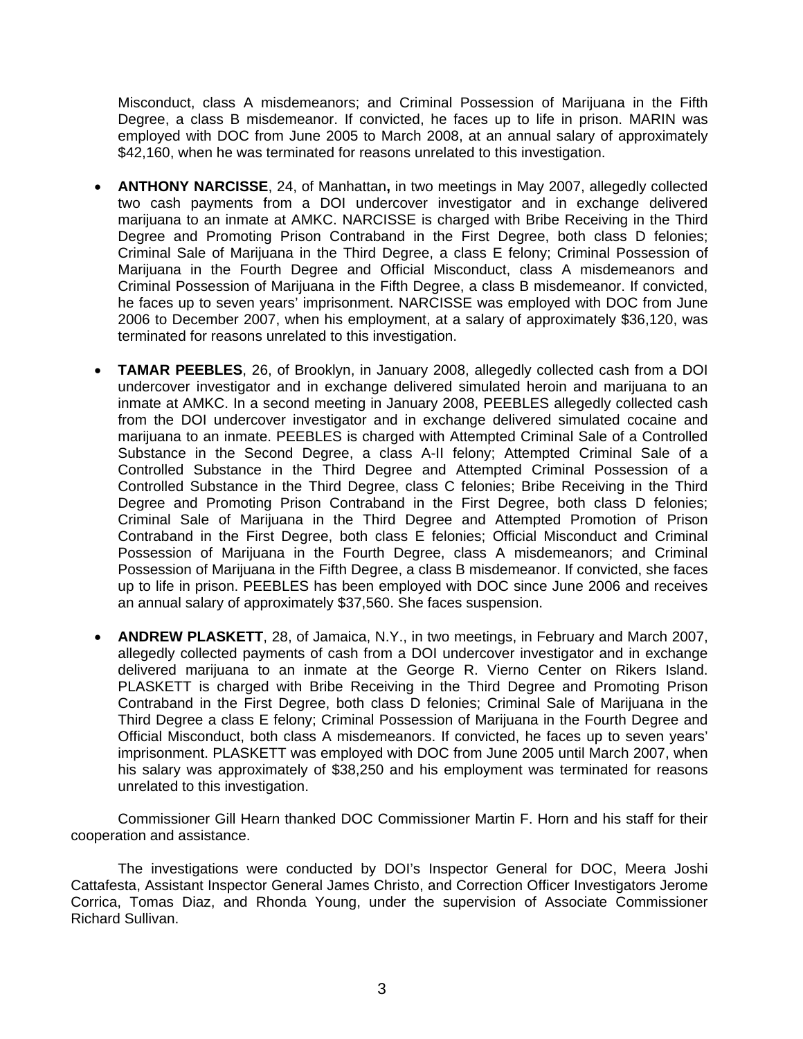Misconduct, class A misdemeanors; and Criminal Possession of Marijuana in the Fifth Degree, a class B misdemeanor. If convicted, he faces up to life in prison. MARIN was employed with DOC from June 2005 to March 2008, at an annual salary of approximately $42,160, when he was terminated for reasons unrelated to this investigation.

- **ANTHONY NARCISSE**, 24, of Manhattan**,** in two meetings in May 2007, allegedly collected two cash payments from a DOI undercover investigator and in exchange delivered marijuana to an inmate at AMKC. NARCISSE is charged with Bribe Receiving in the Third Degree and Promoting Prison Contraband in the First Degree, both class D felonies; Criminal Sale of Marijuana in the Third Degree, a class E felony; Criminal Possession of Marijuana in the Fourth Degree and Official Misconduct, class A misdemeanors and Criminal Possession of Marijuana in the Fifth Degree, a class B misdemeanor. If convicted, he faces up to seven years' imprisonment. NARCISSE was employed with DOC from June 2006 to December 2007, when his employment, at a salary of approximately $36,120, was terminated for reasons unrelated to this investigation.

- **TAMAR PEEBLES**, 26, of Brooklyn, in January 2008, allegedly collected cash from a DOI undercover investigator and in exchange delivered simulated heroin and marijuana to an inmate at AMKC. In a second meeting in January 2008, PEEBLES allegedly collected cash from the DOI undercover investigator and in exchange delivered simulated cocaine and marijuana to an inmate. PEEBLES is charged with Attempted Criminal Sale of a Controlled Substance in the Second Degree, a class A-II felony; Attempted Criminal Sale of a Controlled Substance in the Third Degree and Attempted Criminal Possession of a Controlled Substance in the Third Degree, class C felonies; Bribe Receiving in the Third Degree and Promoting Prison Contraband in the First Degree, both class D felonies; Criminal Sale of Marijuana in the Third Degree and Attempted Promotion of Prison Contraband in the First Degree, both class E felonies; Official Misconduct and Criminal Possession of Marijuana in the Fourth Degree, class A misdemeanors; and Criminal Possession of Marijuana in the Fifth Degree, a class B misdemeanor. If convicted, she faces up to life in prison. PEEBLES has been employed with DOC since June 2006 and receives an annual salary of approximately $37,560. She faces suspension.

- **ANDREW PLASKETT**, 28, of Jamaica, N.Y., in two meetings, in February and March 2007, allegedly collected payments of cash from a DOI undercover investigator and in exchange delivered marijuana to an inmate at the George R. Vierno Center on Rikers Island. PLASKETT is charged with Bribe Receiving in the Third Degree and Promoting Prison Contraband in the First Degree, both class D felonies; Criminal Sale of Marijuana in the Third Degree a class E felony; Criminal Possession of Marijuana in the Fourth Degree and Official Misconduct, both class A misdemeanors. If convicted, he faces up to seven years' imprisonment. PLASKETT was employed with DOC from June 2005 until March 2007, when his salary was approximately of $38,250 and his employment was terminated for reasons unrelated to this investigation.

Commissioner Gill Hearn thanked DOC Commissioner Martin F. Horn and his staff for their cooperation and assistance.

The investigations were conducted by DOI's Inspector General for DOC, Meera Joshi Cattafesta, Assistant Inspector General James Christo, and Correction Officer Investigators Jerome Corrica, Tomas Diaz, and Rhonda Young, under the supervision of Associate Commissioner Richard Sullivan.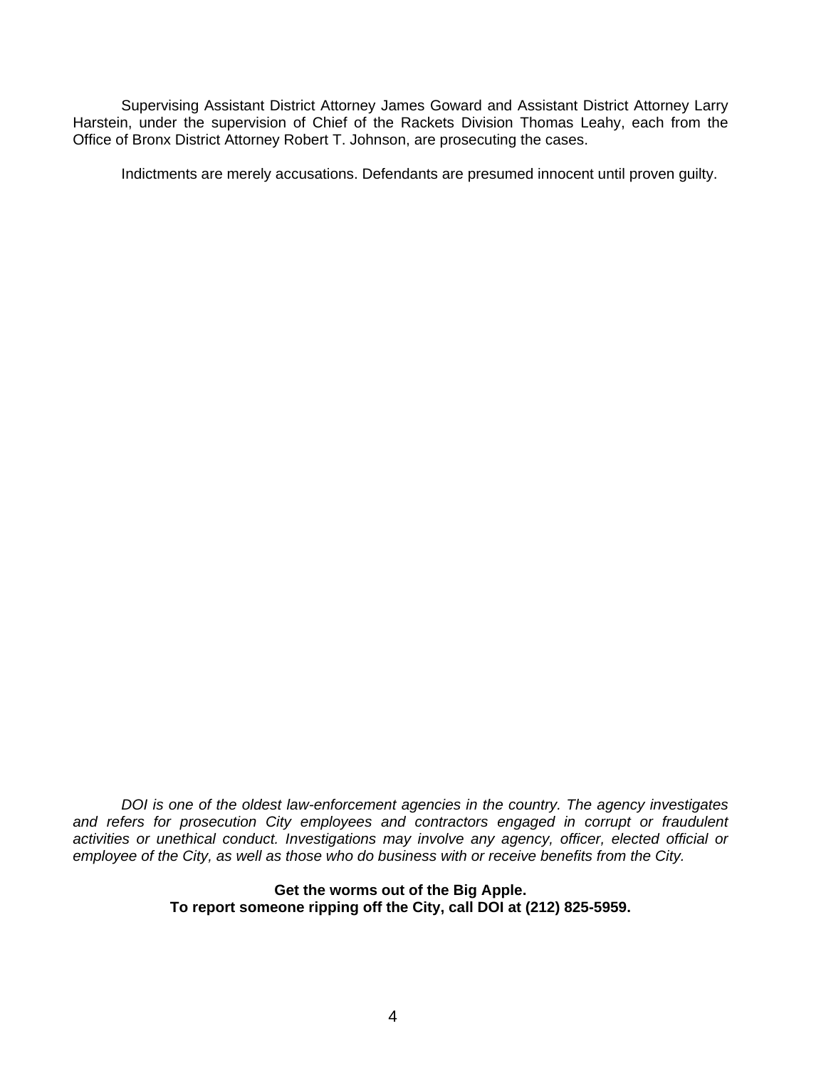Supervising Assistant District Attorney James Goward and Assistant District Attorney Larry Harstein, under the supervision of Chief of the Rackets Division Thomas Leahy, each from the Office of Bronx District Attorney Robert T. Johnson, are prosecuting the cases.

Indictments are merely accusations. Defendants are presumed innocent until proven guilty.

*DOI is one of the oldest law-enforcement agencies in the country. The agency investigates and refers for prosecution City employees and contractors engaged in corrupt or fraudulent activities or unethical conduct. Investigations may involve any agency, officer, elected official or employee of the City, as well as those who do business with or receive benefits from the City.*

**Get the worms out of the Big Apple.**
**To report someone ripping off the City, call DOI at (212) 825-5959.**